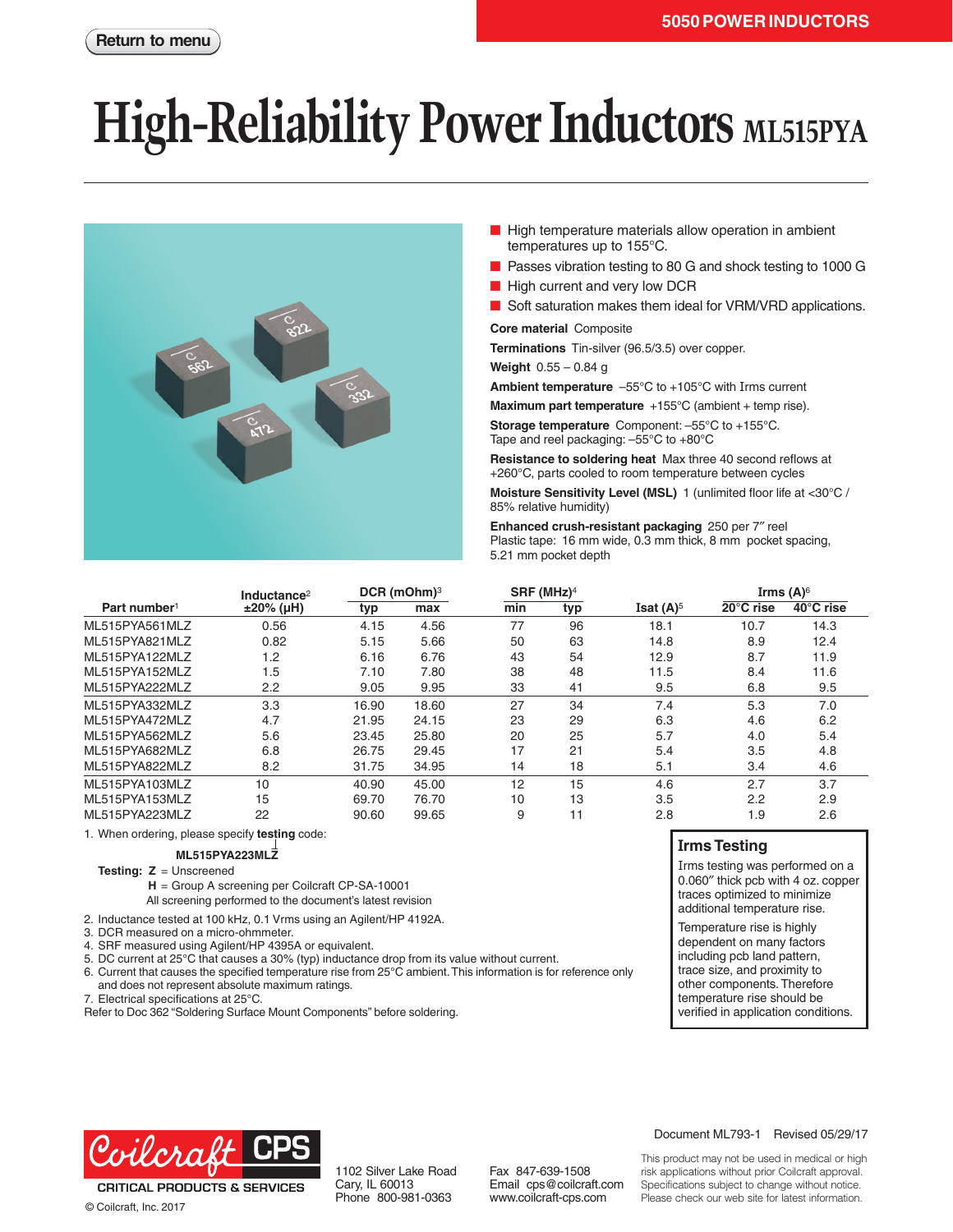5050 POWER INDUCTORS

Return to menu

# High-Reliability Power Inductors ML515PYA

- High temperature materials allow operation in ambient temperatures up to 155°C.
- Passes vibration testing to 80 G and shock testing to 1000 G
- High current and very low DCR
- Soft saturation makes them ideal for VRM/VRD applications.

**Core material** Composite

**Terminations** Tin-silver (96.5/3.5) over copper.

**Weight** 0.55 – 0.84 g

**Ambient temperature** –55°C to +105°C with Irms current

**Maximum part temperature** +155°C (ambient + temp rise).

**Storage temperature** Component: –55°C to +155°C. Tape and reel packaging: –55°C to +80°C

**Resistance to soldering heat** Max three 40 second reflows at +260°C, parts cooled to room temperature between cycles

**Moisture Sensitivity Level (MSL)** 1 (unlimited floor life at <30°C / 85% relative humidity)

**Enhanced crush-resistant packaging** 250 per 7″ reel
Plastic tape: 16 mm wide, 0.3 mm thick, 8 mm pocket spacing, 5.21 mm pocket depth

| Part number[1] | Inductance[2] ±20% (µH) | DCR (mOhm)[3] typ | DCR (mOhm)[3] max | SRF (MHz)[4] min | SRF (MHz)[4] typ | Isat (A)[5] | Irms (A)[6] 20°C rise | Irms (A)[6] 40°C rise |
|---|---|---|---|---|---|---|---|---|
| ML515PYA561MLZ | 0.56 | 4.15 | 4.56 | 77 | 96 | 18.1 | 10.7 | 14.3 |
| ML515PYA821MLZ | 0.82 | 5.15 | 5.66 | 50 | 63 | 14.8 | 8.9 | 12.4 |
| ML515PYA122MLZ | 1.2 | 6.16 | 6.76 | 43 | 54 | 12.9 | 8.7 | 11.9 |
| ML515PYA152MLZ | 1.5 | 7.10 | 7.80 | 38 | 48 | 11.5 | 8.4 | 11.6 |
| ML515PYA222MLZ | 2.2 | 9.05 | 9.95 | 33 | 41 | 9.5 | 6.8 | 9.5 |
| ML515PYA332MLZ | 3.3 | 16.90 | 18.60 | 27 | 34 | 7.4 | 5.3 | 7.0 |
| ML515PYA472MLZ | 4.7 | 21.95 | 24.15 | 23 | 29 | 6.3 | 4.6 | 6.2 |
| ML515PYA562MLZ | 5.6 | 23.45 | 25.80 | 20 | 25 | 5.7 | 4.0 | 5.4 |
| ML515PYA682MLZ | 6.8 | 26.75 | 29.45 | 17 | 21 | 5.4 | 3.5 | 4.8 |
| ML515PYA822MLZ | 8.2 | 31.75 | 34.95 | 14 | 18 | 5.1 | 3.4 | 4.6 |
| ML515PYA103MLZ | 10 | 40.90 | 45.00 | 12 | 15 | 4.6 | 2.7 | 3.7 |
| ML515PYA153MLZ | 15 | 69.70 | 76.70 | 10 | 13 | 3.5 | 2.2 | 2.9 |
| ML515PYA223MLZ | 22 | 90.60 | 99.65 | 9 | 11 | 2.8 | 1.9 | 2.6 |

1. When ordering, please specify **testing** code:

   **ML515PYA223MLZ**

   **Testing:** **Z** = Unscreened
   **H** = Group A screening per Coilcraft CP-SA-10001
   All screening performed to the document's latest revision
2. Inductance tested at 100 kHz, 0.1 Vrms using an Agilent/HP 4192A.
3. DCR measured on a micro-ohmmeter.
4. SRF measured using Agilent/HP 4395A or equivalent.
5. DC current at 25°C that causes a 30% (typ) inductance drop from its value without current.
6. Current that causes the specified temperature rise from 25°C ambient. This information is for reference only and does not represent absolute maximum ratings.
7. Electrical specifications at 25°C.

Refer to Doc 362 "Soldering Surface Mount Components" before soldering.

## Irms Testing

Irms testing was performed on a 0.060″ thick pcb with 4 oz. copper traces optimized to minimize additional temperature rise.

Temperature rise is highly dependent on many factors including pcb land pattern, trace size, and proximity to other components. Therefore temperature rise should be verified in application conditions.

Coilcraft CPS
CRITICAL PRODUCTS & SERVICES
© Coilcraft, Inc. 2017

1102 Silver Lake Road
Cary, IL 60013
Phone 800-981-0363

Fax 847-639-1508
Email cps@coilcraft.com
www.coilcraft-cps.com

Document ML793-1 Revised 05/29/17

This product may not be used in medical or high risk applications without prior Coilcraft approval. Specifications subject to change without notice. Please check our web site for latest information.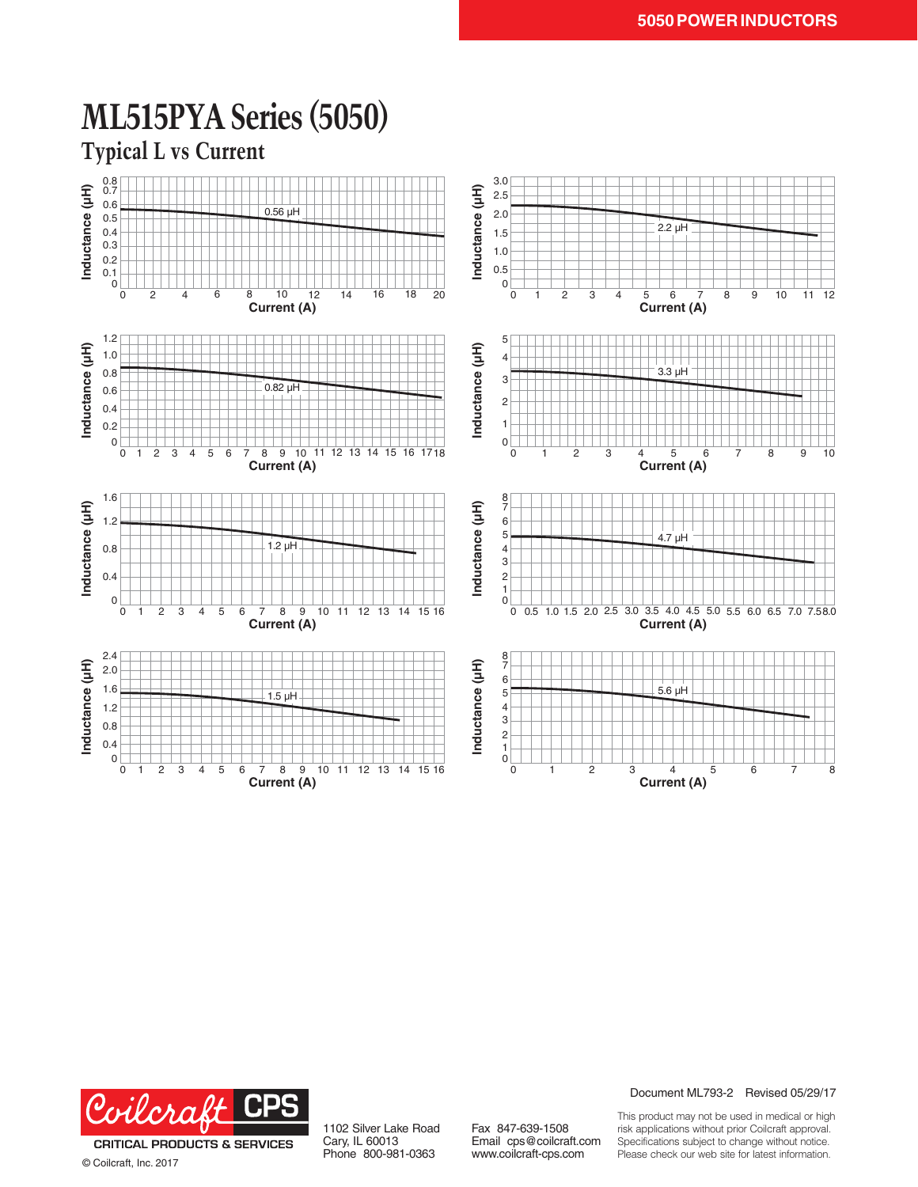# ML515PYA Series (5050)

## Typical L vs Current

Inductance (µH) vs Current (A)

0.56 µH

2.2 µH

0.82 µH

3.3 µH

1.2 µH

4.7 µH

1.5 µH

5.6 µH

Document ML793-2 Revised 05/29/17

Coilcraft CPS
CRITICAL PRODUCTS & SERVICES

© Coilcraft, Inc. 2017

1102 Silver Lake Road
Cary, IL 60013
Phone 800-981-0363

Fax 847-639-1508
Email cps@coilcraft.com
www.coilcraft-cps.com

This product may not be used in medical or high risk applications without prior Coilcraft approval. Specifications subject to change without notice. Please check our web site for latest information.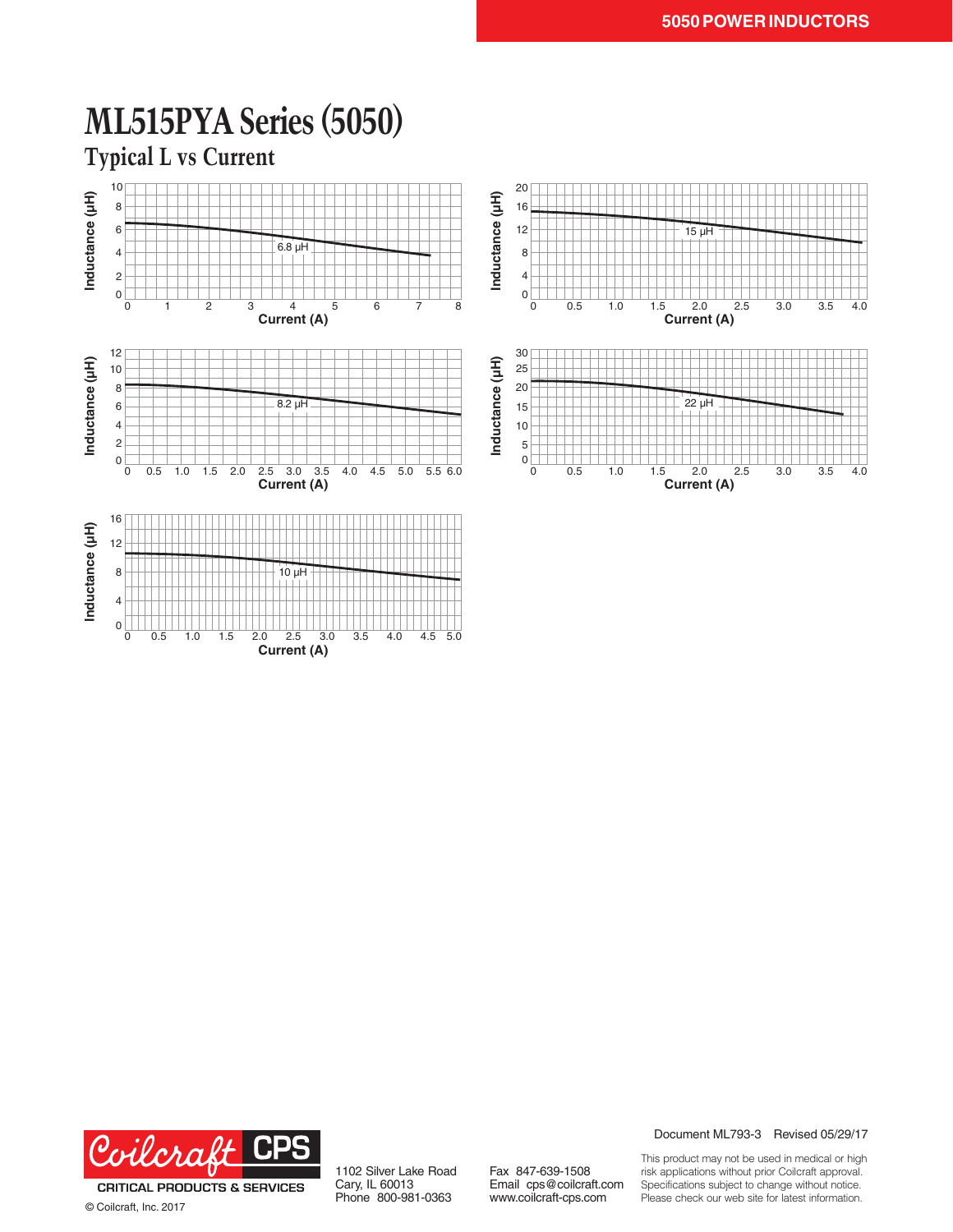# ML515PYA Series (5050)

## Typical L vs Current

Inductance (µH) vs Current (A)

6.8 µH

15 µH

8.2 µH

22 µH

10 µH

Document ML793-3 Revised 05/29/17

CRITICAL PRODUCTS & SERVICES

© Coilcraft, Inc. 2017

1102 Silver Lake Road
Cary, IL 60013
Phone 800-981-0363

Fax 847-639-1508
Email cps@coilcraft.com
www.coilcraft-cps.com

This product may not be used in medical or high risk applications without prior Coilcraft approval. Specifications subject to change without notice. Please check our web site for latest information.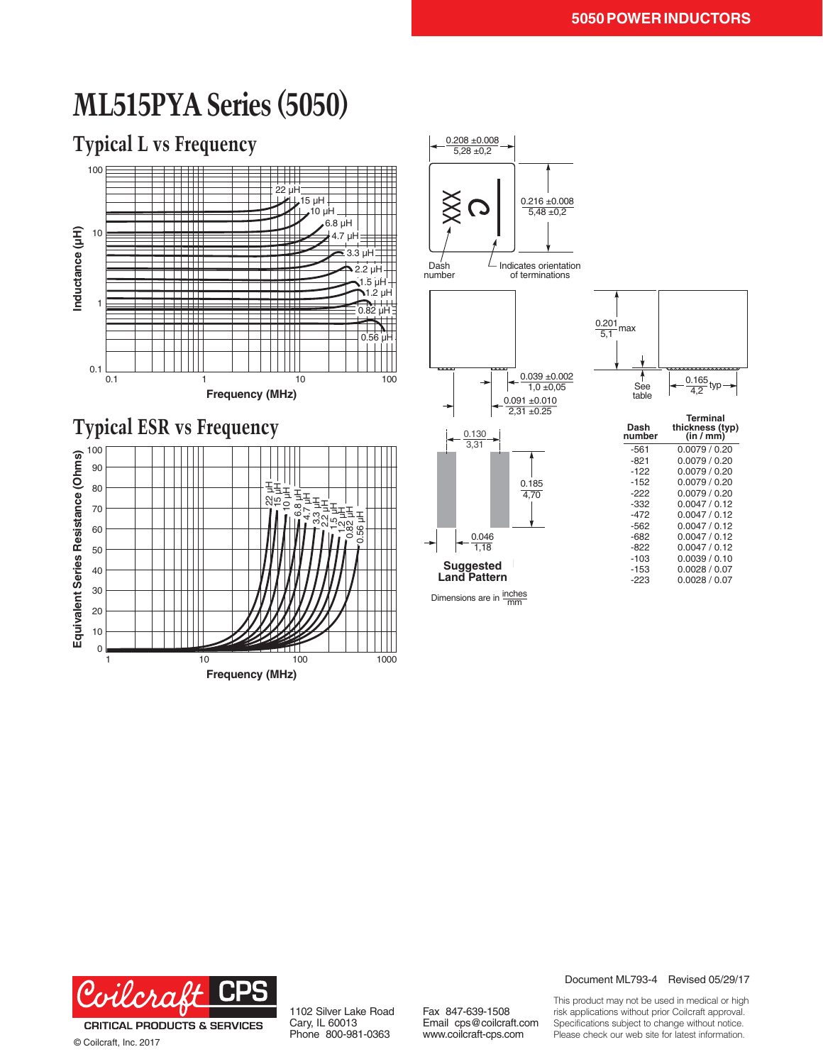# ML515PYA Series (5050)

## Typical L vs Frequency

Inductance (µH)

100
10
1
0.1

0.1
1
10
100

Frequency (MHz)

22 µH
15 µH
10 µH
6.8 µH
4.7 µH
3.3 µH
2.2 µH
1.5 µH
1.2 µH
0.82 µH
0.56 µH

## Typical ESR vs Frequency

Equivalent Series Resistance (Ohms)

100
90
80
70
60
50
40
30
20
10
0

1
10
100
1000

Frequency (MHz)

22 µH
15 µH
10 µH
6.8 µH
4.7 µH
3.3 µH
2.2 µH
1.5 µH
1.2 µH
0.82 µH
0.56 µH

0.208 ±0.008 / 5,28 ±0,2

0.216 ±0.008 / 5,48 ±0,2

XXX

Dash number

Indicates orientation of terminations

0.201 / 5,1 max

0.039 ±0.002 / 1,0 ±0,05

0.091 ±0.010 / 2,31 ±0.25

See table

0.165 / 4,2 typ

0.130 / 3,31

0.185 / 4,70

0.046 / 1,18

**Suggested Land Pattern**

Dimensions are in $\frac{\text{inches}}{\text{mm}}$

| Dash number | Terminal thickness (typ) (in / mm) |
|---|---|
| -561 | 0.0079 / 0.20 |
| -821 | 0.0079 / 0.20 |
| -122 | 0.0079 / 0.20 |
| -152 | 0.0079 / 0.20 |
| -222 | 0.0079 / 0.20 |
| -332 | 0.0047 / 0.12 |
| -472 | 0.0047 / 0.12 |
| -562 | 0.0047 / 0.12 |
| -682 | 0.0047 / 0.12 |
| -822 | 0.0047 / 0.12 |
| -103 | 0.0039 / 0.10 |
| -153 | 0.0028 / 0.07 |
| -223 | 0.0028 / 0.07 |

Document ML793-4 Revised 05/29/17

Coilcraft CPS
CRITICAL PRODUCTS & SERVICES
© Coilcraft, Inc. 2017

1102 Silver Lake Road
Cary, IL 60013
Phone 800-981-0363

Fax 847-639-1508
Email cps@coilcraft.com
www.coilcraft-cps.com

This product may not be used in medical or high risk applications without prior Coilcraft approval. Specifications subject to change without notice. Please check our web site for latest information.